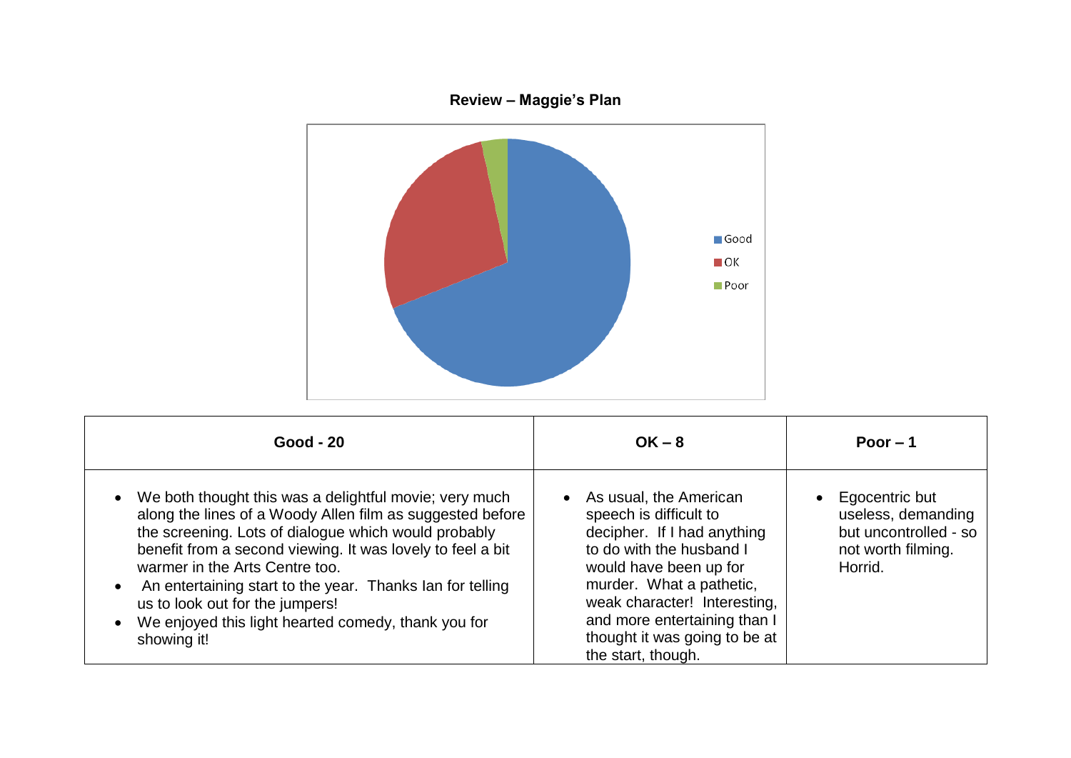**Review – Maggie's Plan**

Good
OK
Poor

| Good - 20 | OK – 8 | Poor – 1 |
| --- | --- | --- |
| • We both thought this was a delightful movie; very much along the lines of a Woody Allen film as suggested before the screening. Lots of dialogue which would probably benefit from a second viewing. It was lovely to feel a bit warmer in the Arts Centre too.<br>• An entertaining start to the year. Thanks Ian for telling us to look out for the jumpers!<br>• We enjoyed this light hearted comedy, thank you for showing it! | • As usual, the American speech is difficult to decipher. If I had anything to do with the husband I would have been up for murder. What a pathetic, weak character! Interesting, and more entertaining than I thought it was going to be at the start, though. | • Egocentric but useless, demanding but uncontrolled - so not worth filming. Horrid. |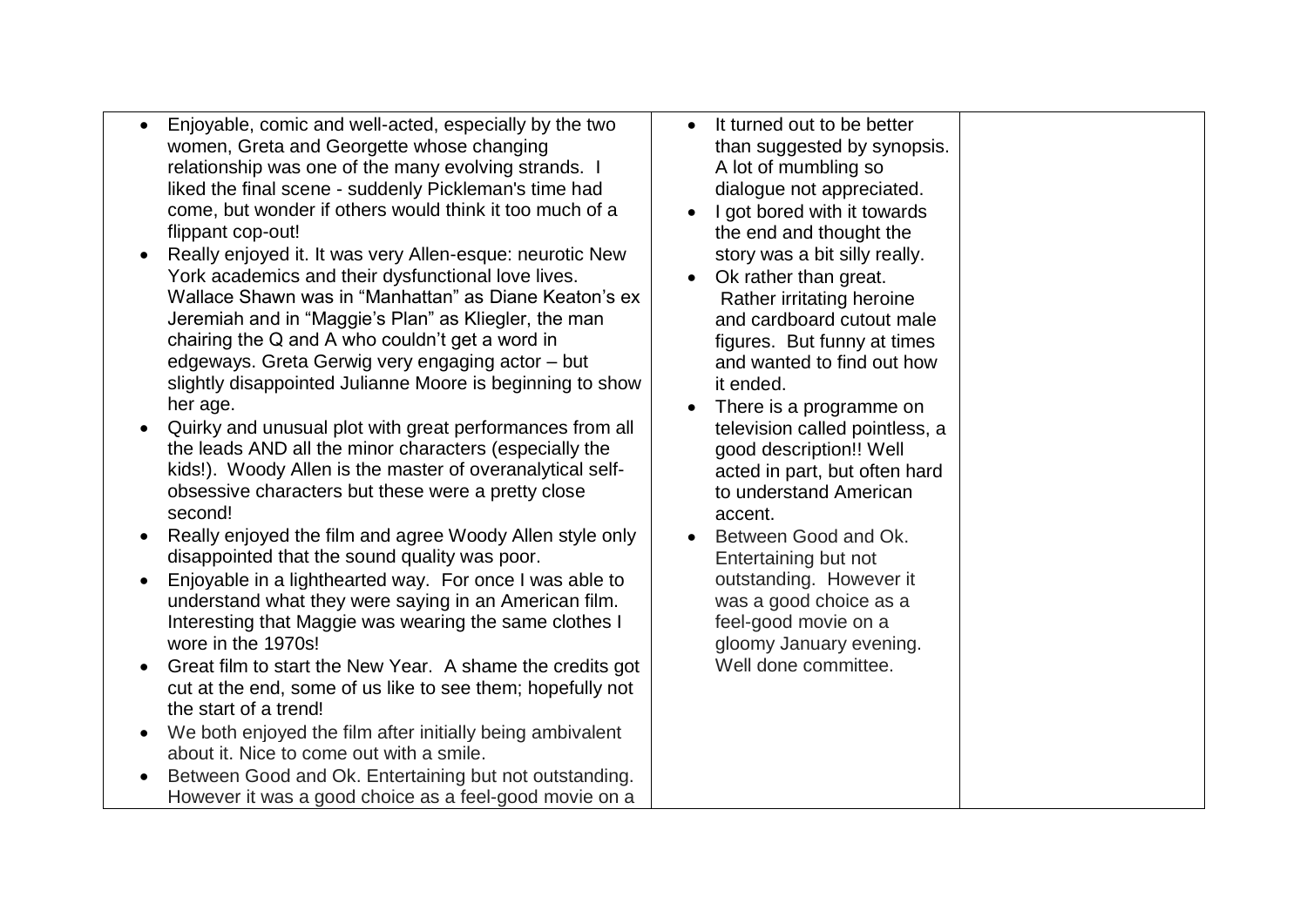| | | |
|---|---|---|
| • Enjoyable, comic and well-acted, especially by the two women, Greta and Georgette whose changing relationship was one of the many evolving strands. I liked the final scene - suddenly Pickleman's time had come, but wonder if others would think it too much of a flippant cop-out!<br>• Really enjoyed it. It was very Allen-esque: neurotic New York academics and their dysfunctional love lives. Wallace Shawn was in "Manhattan" as Diane Keaton's ex Jeremiah and in "Maggie's Plan" as Kliegler, the man chairing the Q and A who couldn't get a word in edgeways. Greta Gerwig very engaging actor – but slightly disappointed Julianne Moore is beginning to show her age.<br>• Quirky and unusual plot with great performances from all the leads AND all the minor characters (especially the kids!). Woody Allen is the master of overanalytical self-obsessive characters but these were a pretty close second!<br>• Really enjoyed the film and agree Woody Allen style only disappointed that the sound quality was poor.<br>• Enjoyable in a lighthearted way. For once I was able to understand what they were saying in an American film. Interesting that Maggie was wearing the same clothes I wore in the 1970s!<br>• Great film to start the New Year. A shame the credits got cut at the end, some of us like to see them; hopefully not the start of a trend!<br>• We both enjoyed the film after initially being ambivalent about it. Nice to come out with a smile.<br>• Between Good and Ok. Entertaining but not outstanding. However it was a good choice as a feel-good movie on a | • It turned out to be better than suggested by synopsis. A lot of mumbling so dialogue not appreciated.<br>• I got bored with it towards the end and thought the story was a bit silly really.<br>• Ok rather than great. Rather irritating heroine and cardboard cutout male figures. But funny at times and wanted to find out how it ended.<br>• There is a programme on television called pointless, a good description!! Well acted in part, but often hard to understand American accent.<br>• Between Good and Ok. Entertaining but not outstanding. However it was a good choice as a feel-good movie on a gloomy January evening. Well done committee. | |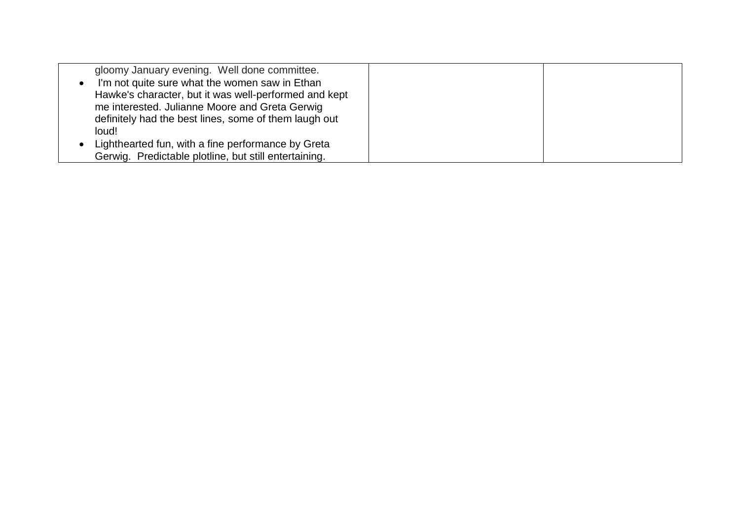| | | |
|---|---|---|
| gloomy January evening. Well done committee.<br>• I'm not quite sure what the women saw in Ethan Hawke's character, but it was well-performed and kept me interested. Julianne Moore and Greta Gerwig definitely had the best lines, some of them laugh out loud!<br>• Lighthearted fun, with a fine performance by Greta Gerwig. Predictable plotline, but still entertaining. | | |